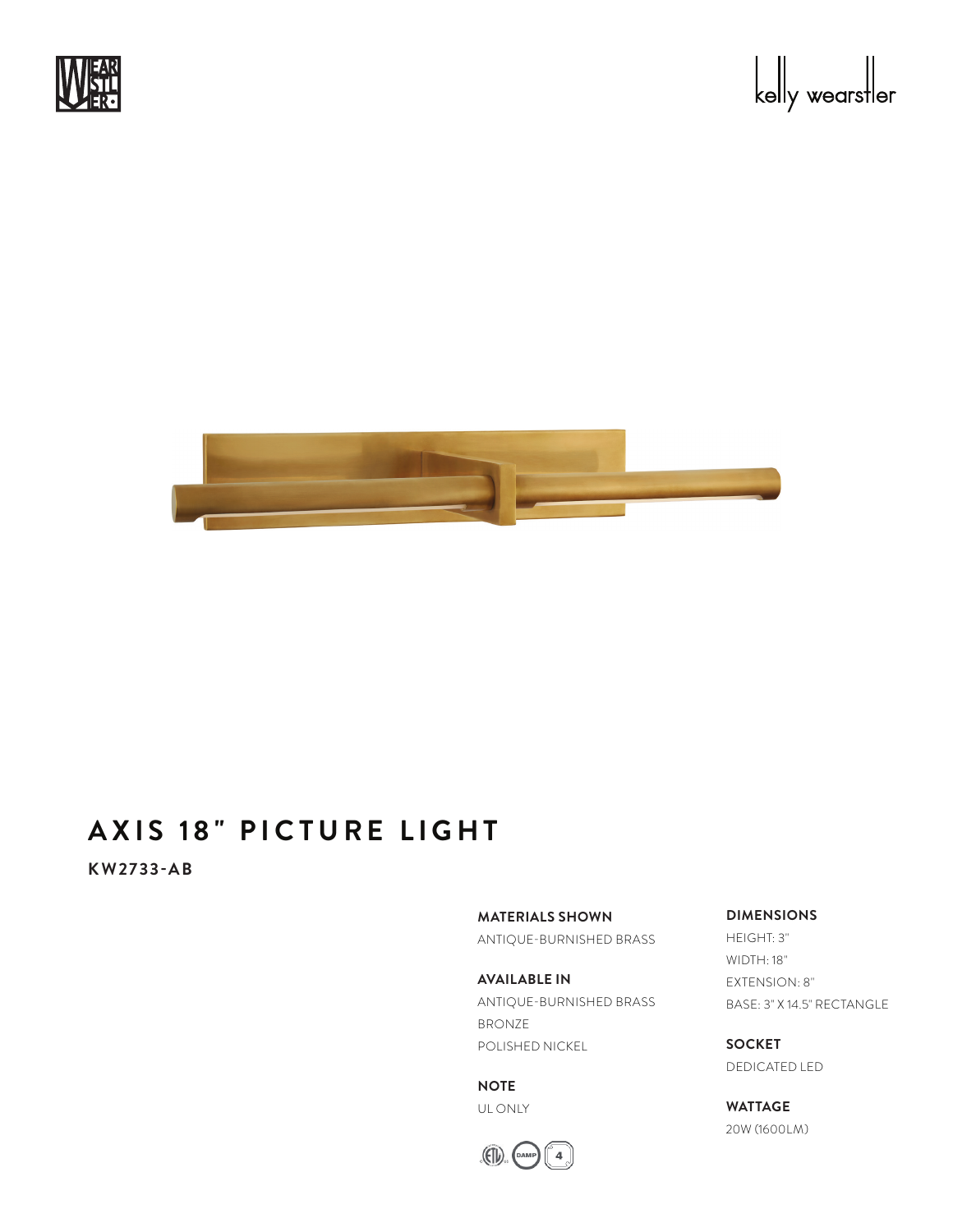# AXIS 18" PICTURE LIGHT

**KW2733-AB**

**MATERIALS SHOWN**

ANTIQUE-BURNISHED BRASS

**AVAILABLE IN**

ANTIQUE-BURNISHED BRASS
BRONZE
POLISHED NICKEL

**NOTE**

UL ONLY

**DIMENSIONS**

HEIGHT: 3"
WIDTH: 18"
EXTENSION: 8"
BASE: 3" X 14.5" RECTANGLE

**SOCKET**

DEDICATED LED

**WATTAGE**

20W (1600LM)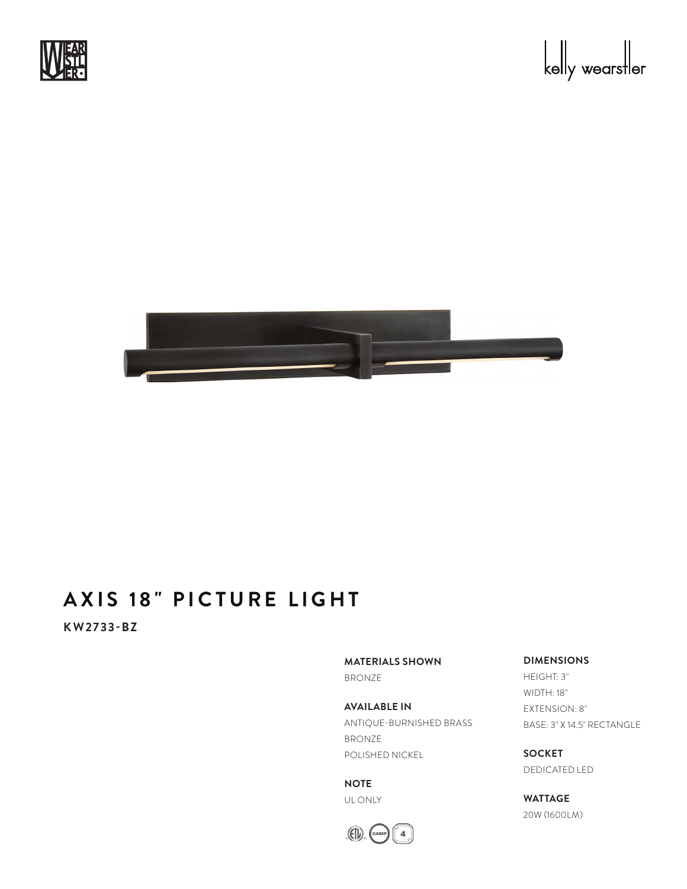# AXIS 18" PICTURE LIGHT

**KW2733-BZ**

**MATERIALS SHOWN**
BRONZE

**AVAILABLE IN**
ANTIQUE-BURNISHED BRASS
BRONZE
POLISHED NICKEL

**NOTE**
UL ONLY

**DIMENSIONS**
HEIGHT: 3"
WIDTH: 18"
EXTENSION: 8"
BASE: 3" X 14.5" RECTANGLE

**SOCKET**
DEDICATED LED

**WATTAGE**
20W (1600LM)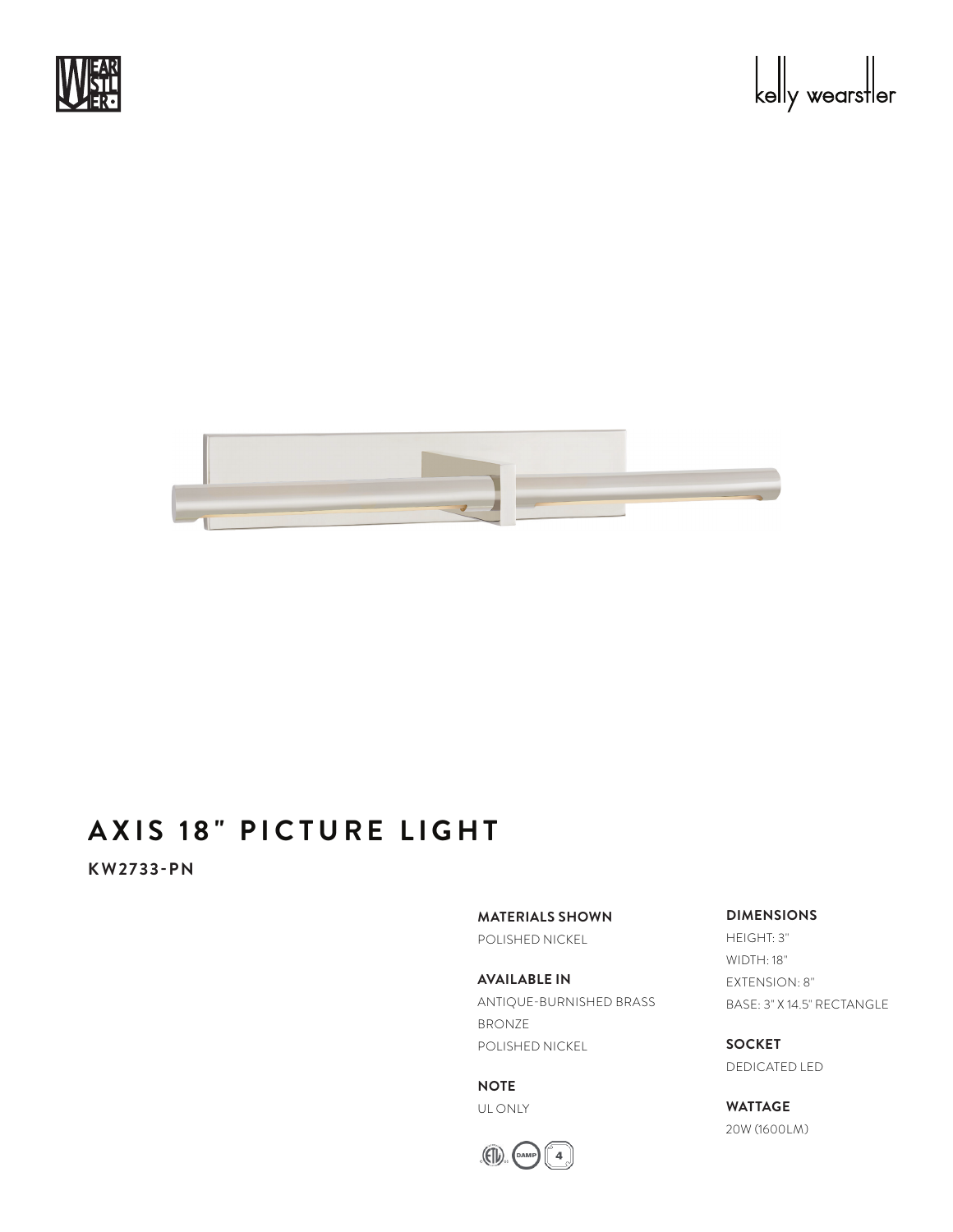# AXIS 18" PICTURE LIGHT

**KW2733-PN**

**MATERIALS SHOWN**
POLISHED NICKEL

**AVAILABLE IN**
ANTIQUE-BURNISHED BRASS
BRONZE
POLISHED NICKEL

**NOTE**
UL ONLY

**DIMENSIONS**
HEIGHT: 3"
WIDTH: 18"
EXTENSION: 8"
BASE: 3" X 14.5" RECTANGLE

**SOCKET**
DEDICATED LED

**WATTAGE**
20W (1600LM)